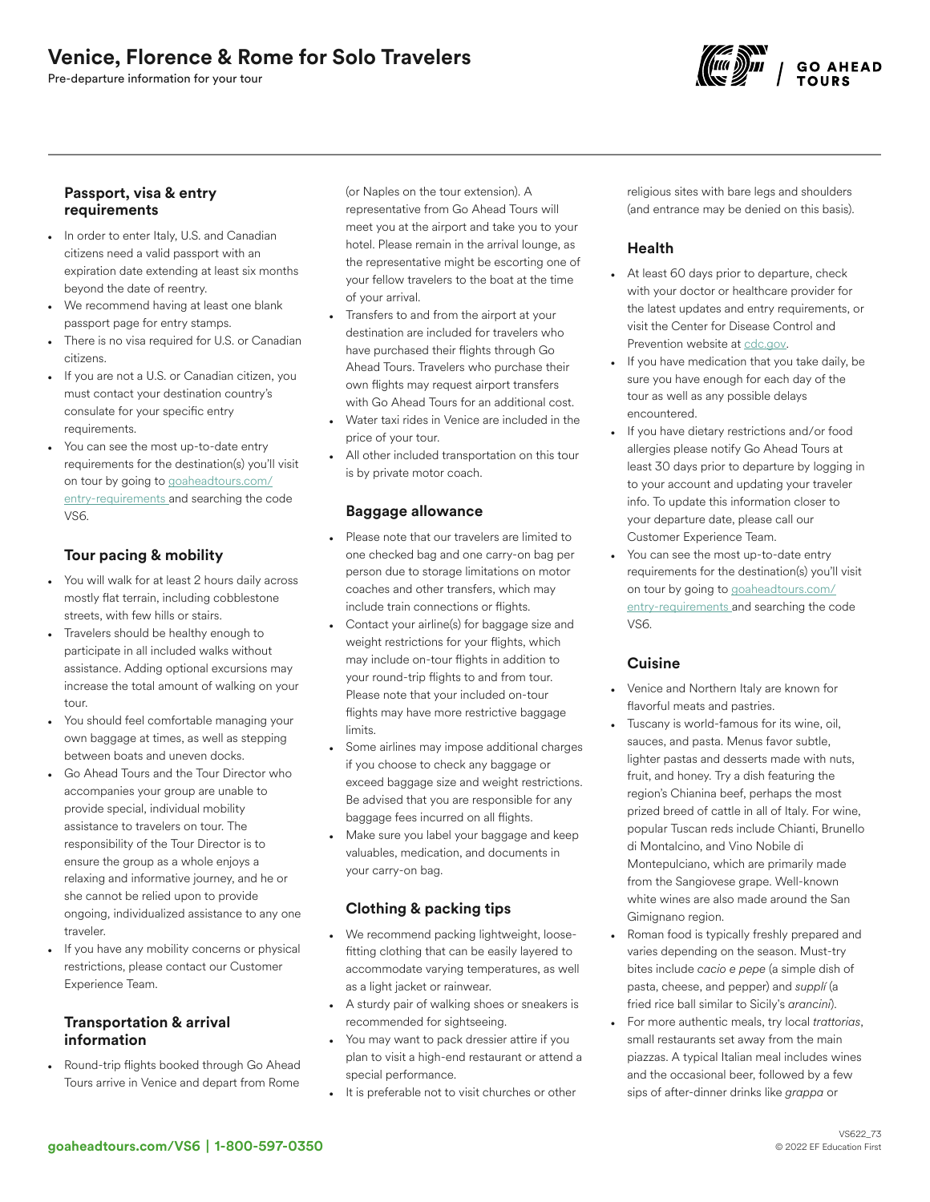# Venice, Florence & Rome for Solo Travelers

Pre-departure information for your tour

## Passport, visa & entry requirements

- In order to enter Italy, U.S. and Canadian citizens need a valid passport with an expiration date extending at least six months beyond the date of reentry.
- We recommend having at least one blank passport page for entry stamps.
- There is no visa required for U.S. or Canadian citizens.
- If you are not a U.S. or Canadian citizen, you must contact your destination country's consulate for your specific entry requirements.
- You can see the most up-to-date entry requirements for the destination(s) you'll visit on tour by going to goaheadtours.com/entry-requirements and searching the code VS6.

## Tour pacing & mobility

- You will walk for at least 2 hours daily across mostly flat terrain, including cobblestone streets, with few hills or stairs.
- Travelers should be healthy enough to participate in all included walks without assistance. Adding optional excursions may increase the total amount of walking on your tour.
- You should feel comfortable managing your own baggage at times, as well as stepping between boats and uneven docks.
- Go Ahead Tours and the Tour Director who accompanies your group are unable to provide special, individual mobility assistance to travelers on tour. The responsibility of the Tour Director is to ensure the group as a whole enjoys a relaxing and informative journey, and he or she cannot be relied upon to provide ongoing, individualized assistance to any one traveler.
- If you have any mobility concerns or physical restrictions, please contact our Customer Experience Team.

## Transportation & arrival information

- Round-trip flights booked through Go Ahead Tours arrive in Venice and depart from Rome (or Naples on the tour extension). A representative from Go Ahead Tours will meet you at the airport and take you to your hotel. Please remain in the arrival lounge, as the representative might be escorting one of your fellow travelers to the boat at the time of your arrival.
- Transfers to and from the airport at your destination are included for travelers who have purchased their flights through Go Ahead Tours. Travelers who purchase their own flights may request airport transfers with Go Ahead Tours for an additional cost.
- Water taxi rides in Venice are included in the price of your tour.
- All other included transportation on this tour is by private motor coach.

## Baggage allowance

- Please note that our travelers are limited to one checked bag and one carry-on bag per person due to storage limitations on motor coaches and other transfers, which may include train connections or flights.
- Contact your airline(s) for baggage size and weight restrictions for your flights, which may include on-tour flights in addition to your round-trip flights to and from tour. Please note that your included on-tour flights may have more restrictive baggage limits.
- Some airlines may impose additional charges if you choose to check any baggage or exceed baggage size and weight restrictions. Be advised that you are responsible for any baggage fees incurred on all flights.
- Make sure you label your baggage and keep valuables, medication, and documents in your carry-on bag.

## Clothing & packing tips

- We recommend packing lightweight, loose-fitting clothing that can be easily layered to accommodate varying temperatures, as well as a light jacket or rainwear.
- A sturdy pair of walking shoes or sneakers is recommended for sightseeing.
- You may want to pack dressier attire if you plan to visit a high-end restaurant or attend a special performance.
- It is preferable not to visit churches or other religious sites with bare legs and shoulders (and entrance may be denied on this basis).

## Health

- At least 60 days prior to departure, check with your doctor or healthcare provider for the latest updates and entry requirements, or visit the Center for Disease Control and Prevention website at cdc.gov.
- If you have medication that you take daily, be sure you have enough for each day of the tour as well as any possible delays encountered.
- If you have dietary restrictions and/or food allergies please notify Go Ahead Tours at least 30 days prior to departure by logging in to your account and updating your traveler info. To update this information closer to your departure date, please call our Customer Experience Team.
- You can see the most up-to-date entry requirements for the destination(s) you'll visit on tour by going to goaheadtours.com/entry-requirements and searching the code VS6.

## Cuisine

- Venice and Northern Italy are known for flavorful meats and pastries.
- Tuscany is world-famous for its wine, oil, sauces, and pasta. Menus favor subtle, lighter pastas and desserts made with nuts, fruit, and honey. Try a dish featuring the region's Chianina beef, perhaps the most prized breed of cattle in all of Italy. For wine, popular Tuscan reds include Chianti, Brunello di Montalcino, and Vino Nobile di Montepulciano, which are primarily made from the Sangiovese grape. Well-known white wines are also made around the San Gimignano region.
- Roman food is typically freshly prepared and varies depending on the season. Must-try bites include *cacio e pepe* (a simple dish of pasta, cheese, and pepper) and *supplí* (a fried rice ball similar to Sicily's *arancini*).
- For more authentic meals, try local *trattorias*, small restaurants set away from the main piazzas. A typical Italian meal includes wines and the occasional beer, followed by a few sips of after-dinner drinks like *grappa* or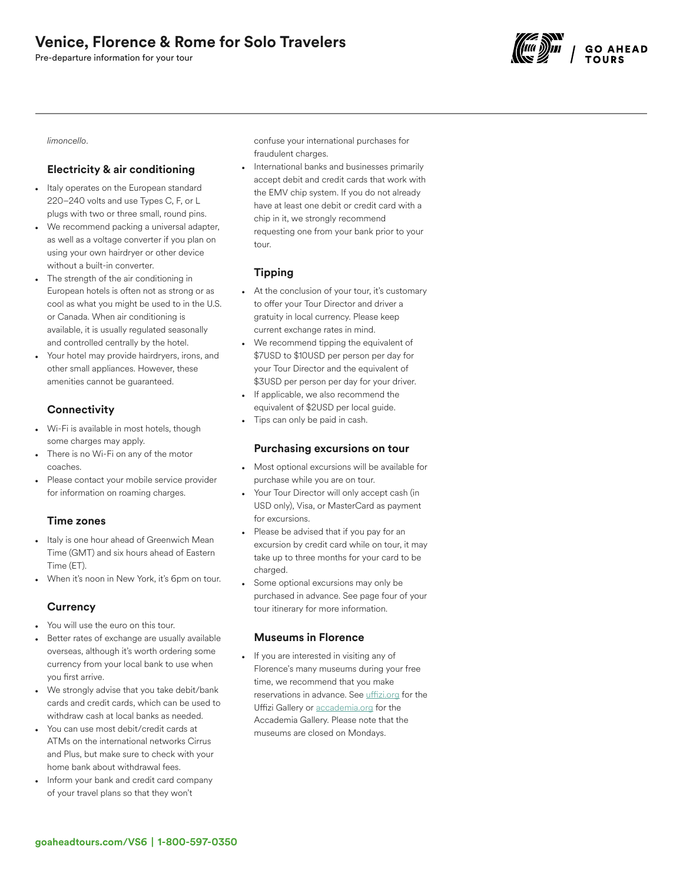*limoncello*.

### Electricity & air conditioning

- Italy operates on the European standard 220–240 volts and use Types C, F, or L plugs with two or three small, round pins.
- We recommend packing a universal adapter, as well as a voltage converter if you plan on using your own hairdryer or other device without a built-in converter.
- The strength of the air conditioning in European hotels is often not as strong or as cool as what you might be used to in the U.S. or Canada. When air conditioning is available, it is usually regulated seasonally and controlled centrally by the hotel.
- Your hotel may provide hairdryers, irons, and other small appliances. However, these amenities cannot be guaranteed.

### Connectivity

- Wi-Fi is available in most hotels, though some charges may apply.
- There is no Wi-Fi on any of the motor coaches.
- Please contact your mobile service provider for information on roaming charges.

### Time zones

- Italy is one hour ahead of Greenwich Mean Time (GMT) and six hours ahead of Eastern Time (ET).
- When it's noon in New York, it's 6pm on tour.

### Currency

- You will use the euro on this tour.
- Better rates of exchange are usually available overseas, although it's worth ordering some currency from your local bank to use when you first arrive.
- We strongly advise that you take debit/bank cards and credit cards, which can be used to withdraw cash at local banks as needed.
- You can use most debit/credit cards at ATMs on the international networks Cirrus and Plus, but make sure to check with your home bank about withdrawal fees.
- Inform your bank and credit card company of your travel plans so that they won't confuse your international purchases for fraudulent charges.
- International banks and businesses primarily accept debit and credit cards that work with the EMV chip system. If you do not already have at least one debit or credit card with a chip in it, we strongly recommend requesting one from your bank prior to your tour.

### Tipping

- At the conclusion of your tour, it's customary to offer your Tour Director and driver a gratuity in local currency. Please keep current exchange rates in mind.
- We recommend tipping the equivalent of $7USD to $10USD per person per day for your Tour Director and the equivalent of $3USD per person per day for your driver.
- If applicable, we also recommend the equivalent of $2USD per local guide.
- Tips can only be paid in cash.

### Purchasing excursions on tour

- Most optional excursions will be available for purchase while you are on tour.
- Your Tour Director will only accept cash (in USD only), Visa, or MasterCard as payment for excursions.
- Please be advised that if you pay for an excursion by credit card while on tour, it may take up to three months for your card to be charged.
- Some optional excursions may only be purchased in advance. See page four of your tour itinerary for more information.

### Museums in Florence

- If you are interested in visiting any of Florence's many museums during your free time, we recommend that you make reservations in advance. See uffizi.org for the Uffizi Gallery or accademia.org for the Accademia Gallery. Please note that the museums are closed on Mondays.